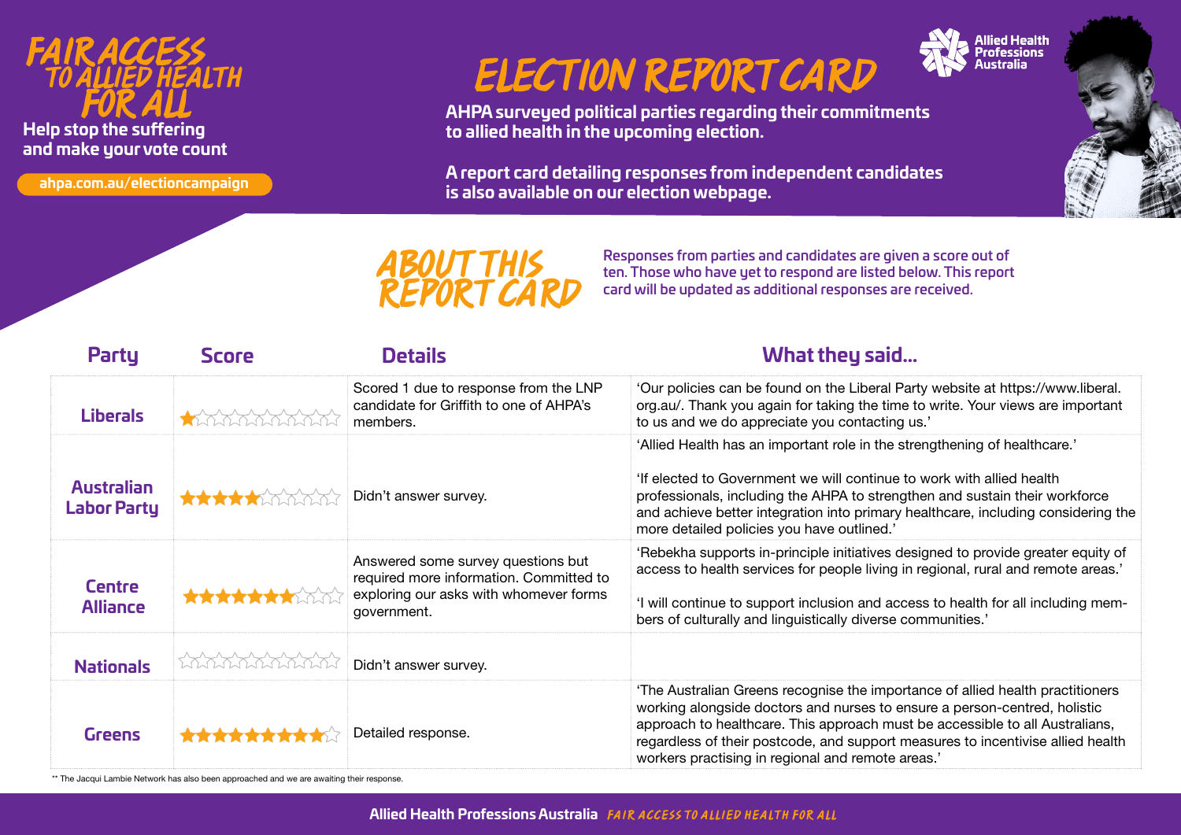# FAIR ACCESS TO ALLIED HEALTH FOR ALL

**Help stop the suffering and make your vote count**

ahpa.com.au/electioncampaign

# ELECTION REPORT CARD

Allied Health Professions Australia

**AHPA surveyed political parties regarding their commitments to allied health in the upcoming election.**

**A report card detailing responses from independent candidates is also available on our election webpage.**

## ABOUT THIS REPORT CARD

Responses from parties and candidates are given a score out of ten. Those who have yet to respond are listed below. This report card will be updated as additional responses are received.

| Party | Score | Details | What they said... |
|---|---|---|---|
| Liberals | ★☆☆☆☆☆☆☆☆☆ | Scored 1 due to response from the LNP candidate for Griffith to one of AHPA's members. | 'Our policies can be found on the Liberal Party website at https://www.liberal.org.au/. Thank you again for taking the time to write. Your views are important to us and we do appreciate you contacting us.' |
| Australian Labor Party | ★★★★★☆☆☆☆☆ | Didn't answer survey. | 'Allied Health has an important role in the strengthening of healthcare.' 'If elected to Government we will continue to work with allied health professionals, including the AHPA to strengthen and sustain their workforce and achieve better integration into primary healthcare, including considering the more detailed policies you have outlined.' |
| Centre Alliance | ★★★★★★★☆☆☆ | Answered some survey questions but required more information. Committed to exploring our asks with whomever forms government. | 'Rebekha supports in-principle initiatives designed to provide greater equity of access to health services for people living in regional, rural and remote areas.' 'I will continue to support inclusion and access to health for all including members of culturally and linguistically diverse communities.' |
| Nationals | ☆☆☆☆☆☆☆☆☆☆ | Didn't answer survey. | |
| Greens | ★★★★★★★★★☆ | Detailed response. | 'The Australian Greens recognise the importance of allied health practitioners working alongside doctors and nurses to ensure a person-centred, holistic approach to healthcare. This approach must be accessible to all Australians, regardless of their postcode, and support measures to incentivise allied health workers practising in regional and remote areas.' |

** The Jacqui Lambie Network has also been approached and we are awaiting their response.

**Allied Health Professions Australia** FAIR ACCESS TO ALLIED HEALTH FOR ALL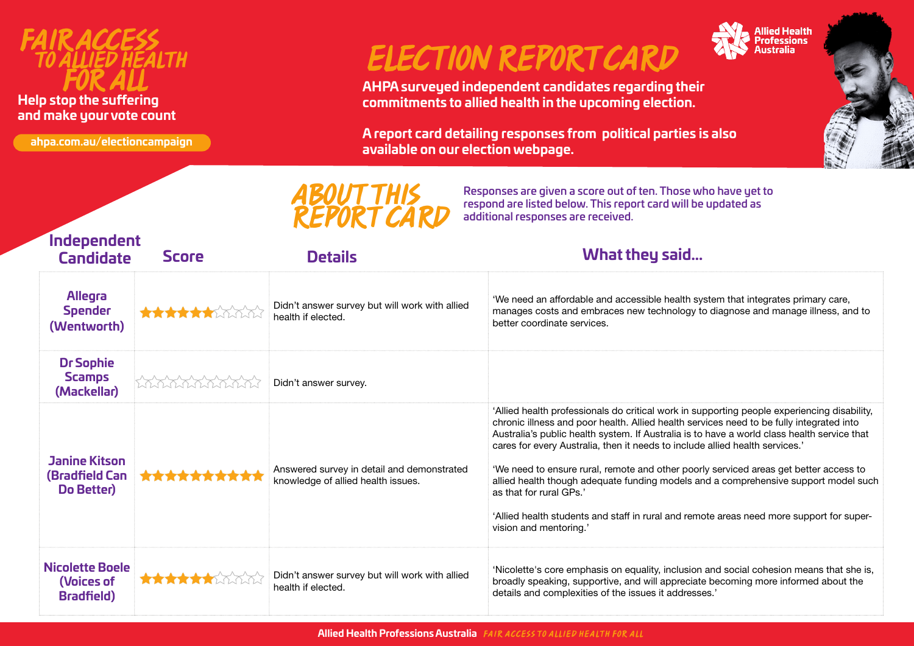# FAIR ACCESS TO ALLIED HEALTH FOR ALL

**Help stop the suffering and make your vote count**

ahpa.com.au/electioncampaign

# ELECTION REPORT CARD

Allied Health Professions Australia

**AHPA surveyed independent candidates regarding their commitments to allied health in the upcoming election.**

**A report card detailing responses from political parties is also available on our election webpage.**

## ABOUT THIS REPORT CARD

Responses are given a score out of ten. Those who have yet to respond are listed below. This report card will be updated as additional responses are received.

| Independent Candidate | Score | Details | What they said... |
| --- | --- | --- | --- |
| Allegra Spender (Wentworth) | ★★★★★★☆☆☆☆ | Didn't answer survey but will work with allied health if elected. | 'We need an affordable and accessible health system that integrates primary care, manages costs and embraces new technology to diagnose and manage illness, and to better coordinate services. |
| Dr Sophie Scamps (Mackellar) | ☆☆☆☆☆☆☆☆☆☆ | Didn't answer survey. | |
| Janine Kitson (Bradfield Can Do Better) | ★★★★★★★★★★ | Answered survey in detail and demonstrated knowledge of allied health issues. | 'Allied health professionals do critical work in supporting people experiencing disability, chronic illness and poor health. Allied health services need to be fully integrated into Australia's public health system. If Australia is to have a world class health service that cares for every Australia, then it needs to include allied health services.' 'We need to ensure rural, remote and other poorly serviced areas get better access to allied health though adequate funding models and a comprehensive support model such as that for rural GPs.' 'Allied health students and staff in rural and remote areas need more support for supervision and mentoring.' |
| Nicolette Boele (Voices of Bradfield) | ★★★★★★☆☆☆☆ | Didn't answer survey but will work with allied health if elected. | 'Nicolette's core emphasis on equality, inclusion and social cohesion means that she is, broadly speaking, supportive, and will appreciate becoming more informed about the details and complexities of the issues it addresses.' |

**Allied Health Professions Australia** *FAIR ACCESS TO ALLIED HEALTH FOR ALL*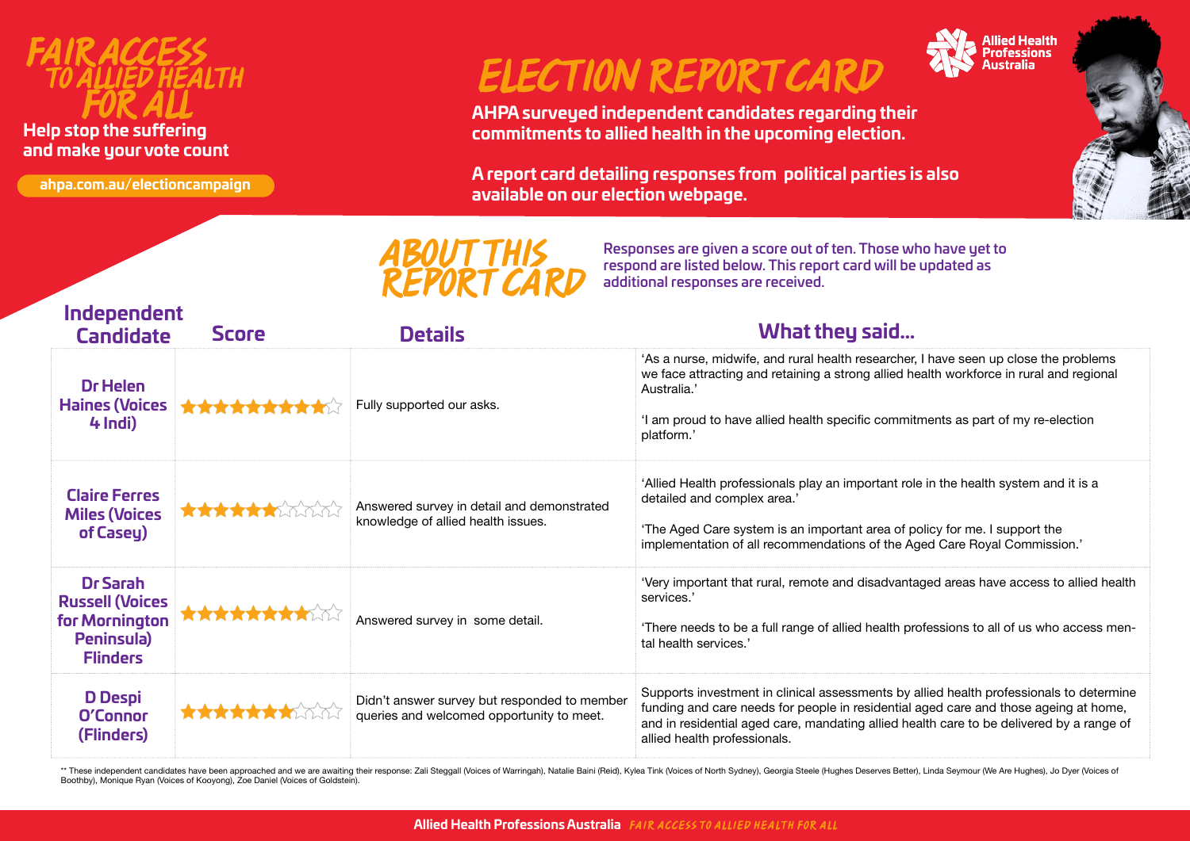# FAIR ACCESS TO ALLIED HEALTH FOR ALL

**Help stop the suffering and make your vote count**

ahpa.com.au/electioncampaign

# ELECTION REPORT CARD

Allied Health Professions Australia

**AHPA surveyed independent candidates regarding their commitments to allied health in the upcoming election.**

**A report card detailing responses from political parties is also available on our election webpage.**

## ABOUT THIS REPORT CARD

Responses are given a score out of ten. Those who have yet to respond are listed below. This report card will be updated as additional responses are received.

| Independent Candidate | Score | Details | What they said... |
|---|---|---|---|
| **Dr Helen Haines (Voices 4 Indi)** | ★★★★★★★★★☆ | Fully supported our asks. | 'As a nurse, midwife, and rural health researcher, I have seen up close the problems we face attracting and retaining a strong allied health workforce in rural and regional Australia.' <br><br> 'I am proud to have allied health specific commitments as part of my re-election platform.' |
| **Claire Ferres Miles (Voices of Casey)** | ★★★★★★☆☆☆☆ | Answered survey in detail and demonstrated knowledge of allied health issues. | 'Allied Health professionals play an important role in the health system and it is a detailed and complex area.' <br><br> 'The Aged Care system is an important area of policy for me. I support the implementation of all recommendations of the Aged Care Royal Commission.' |
| **Dr Sarah Russell (Voices for Mornington Peninsula) Flinders** | ★★★★★★★★☆☆ | Answered survey in some detail. | 'Very important that rural, remote and disadvantaged areas have access to allied health services.' <br><br> 'There needs to be a full range of allied health professions to all of us who access mental health services.' |
| **D Despi O'Connor (Flinders)** | ★★★★★★★☆☆☆ | Didn't answer survey but responded to member queries and welcomed opportunity to meet. | Supports investment in clinical assessments by allied health professionals to determine funding and care needs for people in residential aged care and those ageing at home, and in residential aged care, mandating allied health care to be delivered by a range of allied health professionals. |

** These independent candidates have been approached and we are awaiting their response: Zali Steggall (Voices of Warringah), Natalie Baini (Reid), Kylea Tink (Voices of North Sydney), Georgia Steele (Hughes Deserves Better), Linda Seymour (We Are Hughes), Jo Dyer (Voices of Boothby), Monique Ryan (Voices of Kooyong), Zoe Daniel (Voices of Goldstein).

**Allied Health Professions Australia** *FAIR ACCESS TO ALLIED HEALTH FOR ALL*